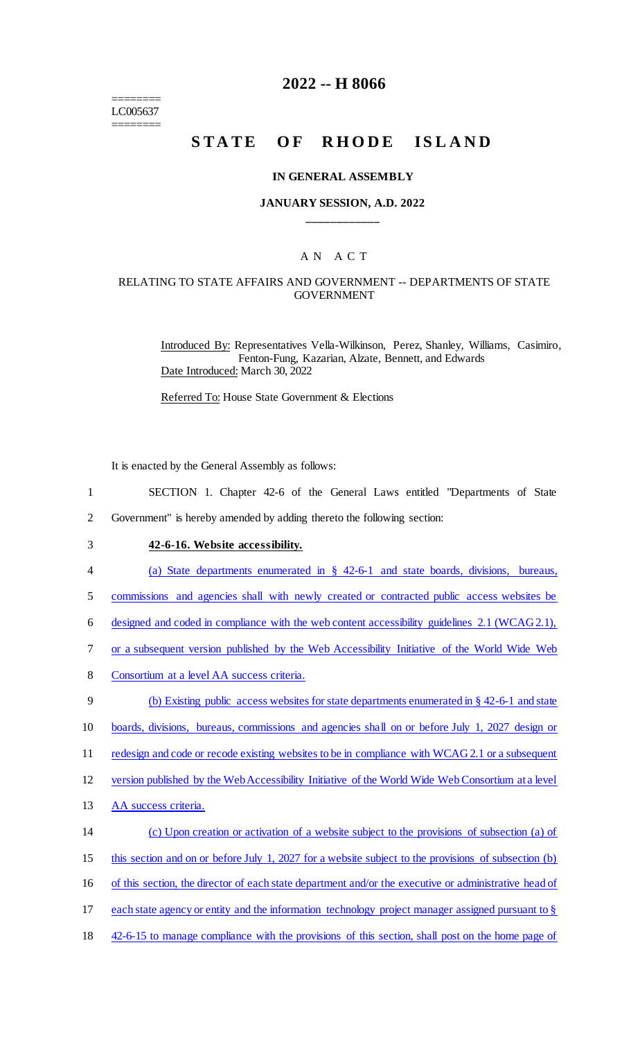# 2022 -- H 8066

========
LC005637
========

# STATE OF RHODE ISLAND

## IN GENERAL ASSEMBLY

### JANUARY SESSION, A.D. 2022

---

## A N A C T

### RELATING TO STATE AFFAIRS AND GOVERNMENT -- DEPARTMENTS OF STATE GOVERNMENT

Introduced By: Representatives Vella-Wilkinson, Perez, Shanley, Williams, Casimiro, Fenton-Fung, Kazarian, Alzate, Bennett, and Edwards
Date Introduced: March 30, 2022

Referred To: House State Government & Elections

It is enacted by the General Assembly as follows:

1 SECTION 1. Chapter 42-6 of the General Laws entitled "Departments of State
2 Government" is hereby amended by adding thereto the following section:

3 **42-6-16. Website accessibility.**

4 (a) State departments enumerated in § 42-6-1 and state boards, divisions, bureaus,
5 commissions and agencies shall with newly created or contracted public access websites be
6 designed and coded in compliance with the web content accessibility guidelines 2.1 (WCAG 2.1),
7 or a subsequent version published by the Web Accessibility Initiative of the World Wide Web
8 Consortium at a level AA success criteria.

9 (b) Existing public access websites for state departments enumerated in § 42-6-1 and state
10 boards, divisions, bureaus, commissions and agencies shall on or before July 1, 2027 design or
11 redesign and code or recode existing websites to be in compliance with WCAG 2.1 or a subsequent
12 version published by the Web Accessibility Initiative of the World Wide Web Consortium at a level
13 AA success criteria.

14 (c) Upon creation or activation of a website subject to the provisions of subsection (a) of
15 this section and on or before July 1, 2027 for a website subject to the provisions of subsection (b)
16 of this section, the director of each state department and/or the executive or administrative head of
17 each state agency or entity and the information technology project manager assigned pursuant to §
18 42-6-15 to manage compliance with the provisions of this section, shall post on the home page of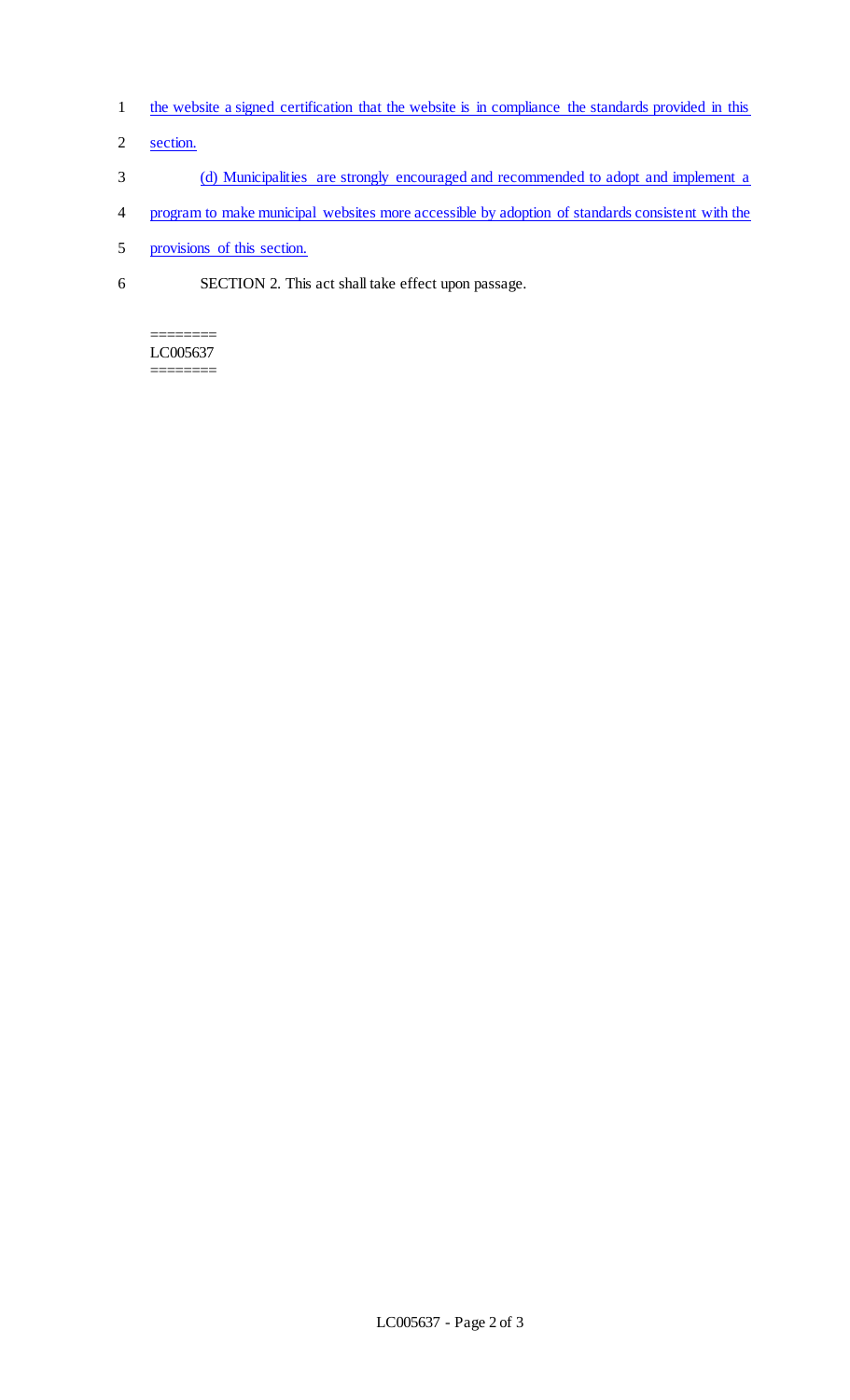the website a signed certification that the website is in compliance the standards provided in this section.

(d) Municipalities are strongly encouraged and recommended to adopt and implement a program to make municipal websites more accessible by adoption of standards consistent with the provisions of this section.

SECTION 2. This act shall take effect upon passage.

========
LC005637
========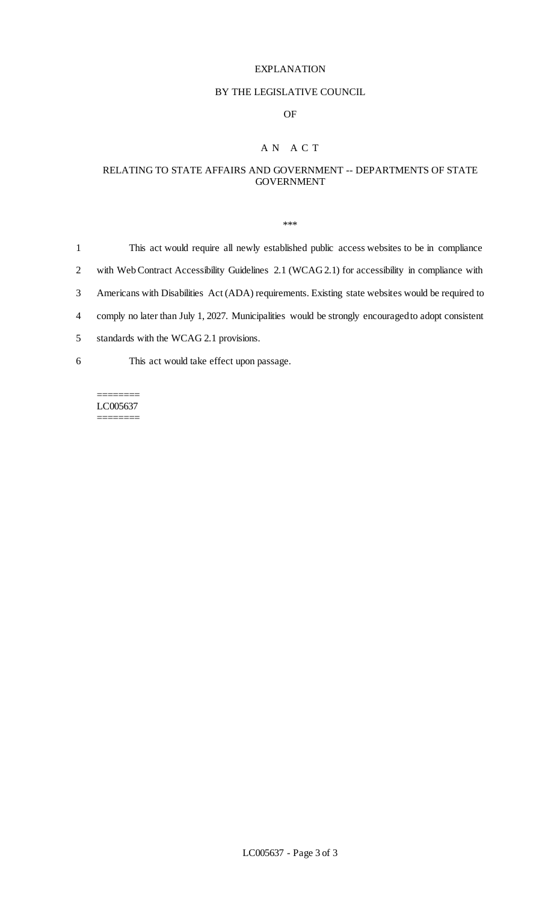EXPLANATION

BY THE LEGISLATIVE COUNCIL

OF

A N A C T

RELATING TO STATE AFFAIRS AND GOVERNMENT -- DEPARTMENTS OF STATE GOVERNMENT

\*\*\*

This act would require all newly established public access websites to be in compliance with Web Contract Accessibility Guidelines 2.1 (WCAG 2.1) for accessibility in compliance with Americans with Disabilities Act (ADA) requirements. Existing state websites would be required to comply no later than July 1, 2027. Municipalities would be strongly encouraged to adopt consistent standards with the WCAG 2.1 provisions.

This act would take effect upon passage.

========
LC005637
========